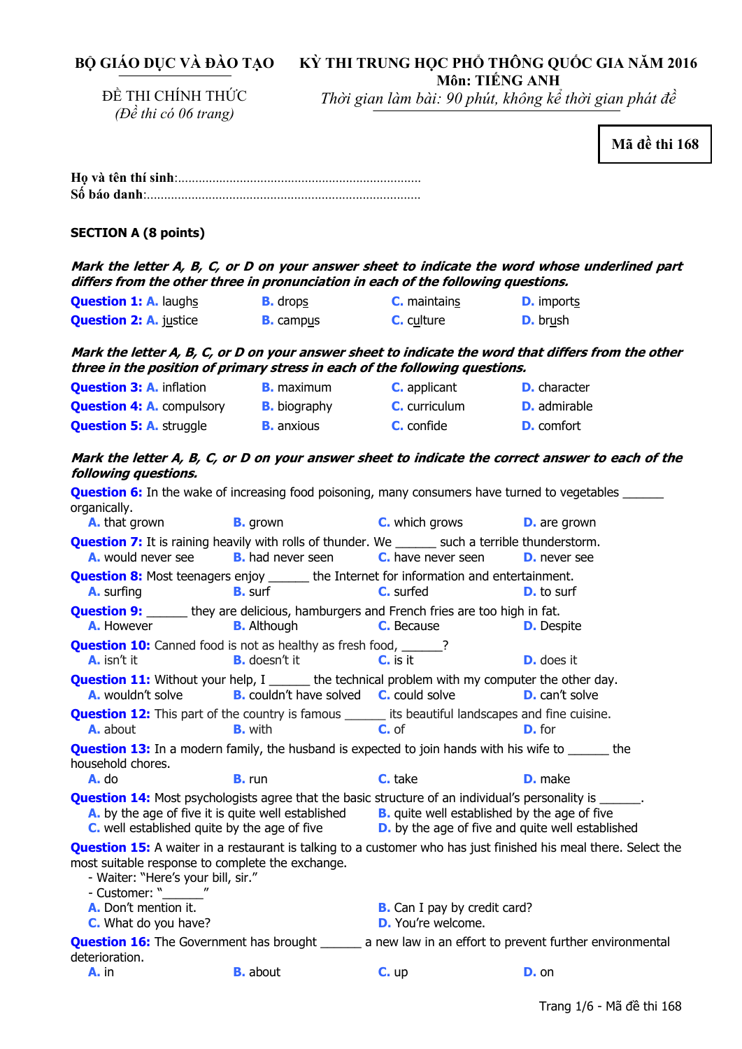**BỘ GIÁO DỤC VÀ ĐÀO TẠO**

ĐỀ THI CHÍNH THỨC

*(Đề thi có 06 trang)*

**KỲ THI TRUNG HỌC PHỔ THÔNG QUỐC GIA NĂM 2016**

**Môn: TIẾNG ANH**

*Thời gian làm bài: 90 phút, không kể thời gian phát đề*

**Mã đề thi 168**

**Họ và tên thí sinh**:......................................................................

**Số báo danh**:..............................................................................

**SECTION A (8 points)**

***Mark the letter A, B, C, or D on your answer sheet to indicate the word whose underlined part differs from the other three in pronunciation in each of the following questions.***

**Question 1:** **A.** laughs **B.** drops **C.** maintains **D.** imports

**Question 2:** **A.** justice **B.** campus **C.** culture **D.** brush

***Mark the letter A, B, C, or D on your answer sheet to indicate the word that differs from the other three in the position of primary stress in each of the following questions.***

**Question 3:** **A.** inflation **B.** maximum **C.** applicant **D.** character

**Question 4:** **A.** compulsory **B.** biography **C.** curriculum **D.** admirable

**Question 5:** **A.** struggle **B.** anxious **C.** confide **D.** comfort

***Mark the letter A, B, C, or D on your answer sheet to indicate the correct answer to each of the following questions.***

**Question 6:** In the wake of increasing food poisoning, many consumers have turned to vegetables ______ organically.
**A.** that grown **B.** grown **C.** which grows **D.** are grown

**Question 7:** It is raining heavily with rolls of thunder. We ______ such a terrible thunderstorm.
**A.** would never see **B.** had never seen **C.** have never seen **D.** never see

**Question 8:** Most teenagers enjoy ______ the Internet for information and entertainment.
**A.** surfing **B.** surf **C.** surfed **D.** to surf

**Question 9:** ______ they are delicious, hamburgers and French fries are too high in fat.
**A.** However **B.** Although **C.** Because **D.** Despite

**Question 10:** Canned food is not as healthy as fresh food, ______?
**A.** isn't it **B.** doesn't it **C.** is it **D.** does it

**Question 11:** Without your help, I ______ the technical problem with my computer the other day.
**A.** wouldn't solve **B.** couldn't have solved **C.** could solve **D.** can't solve

**Question 12:** This part of the country is famous ______ its beautiful landscapes and fine cuisine.
**A.** about **B.** with **C.** of **D.** for

**Question 13:** In a modern family, the husband is expected to join hands with his wife to ______ the household chores.
**A.** do **B.** run **C.** take **D.** make

**Question 14:** Most psychologists agree that the basic structure of an individual's personality is ______.
**A.** by the age of five it is quite well established
**B.** quite well established by the age of five
**C.** well established quite by the age of five
**D.** by the age of five and quite well established

**Question 15:** A waiter in a restaurant is talking to a customer who has just finished his meal there. Select the most suitable response to complete the exchange.
- Waiter: "Here's your bill, sir."
- Customer: "______"

**A.** Don't mention it.
**B.** Can I pay by credit card?
**C.** What do you have?
**D.** You're welcome.

**Question 16:** The Government has brought ______ a new law in an effort to prevent further environmental deterioration.
**A.** in **B.** about **C.** up **D.** on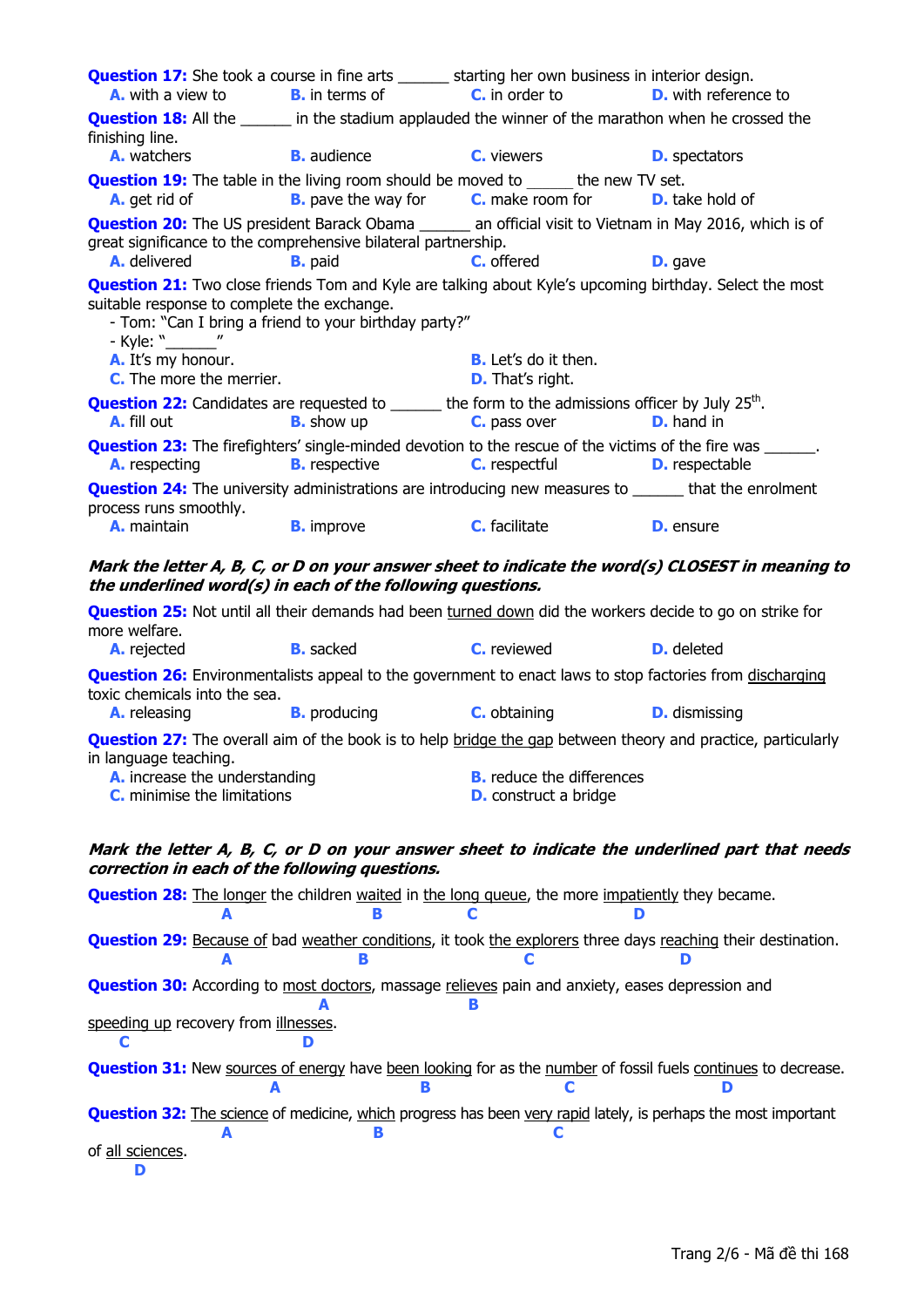**Question 17:** She took a course in fine arts ______ starting her own business in interior design.
**A.** with a view to **B.** in terms of **C.** in order to **D.** with reference to

**Question 18:** All the ______ in the stadium applauded the winner of the marathon when he crossed the finishing line.
**A.** watchers **B.** audience **C.** viewers **D.** spectators

**Question 19:** The table in the living room should be moved to ______ the new TV set.
**A.** get rid of **B.** pave the way for **C.** make room for **D.** take hold of

**Question 20:** The US president Barack Obama ______ an official visit to Vietnam in May 2016, which is of great significance to the comprehensive bilateral partnership.
**A.** delivered **B.** paid **C.** offered **D.** gave

**Question 21:** Two close friends Tom and Kyle are talking about Kyle's upcoming birthday. Select the most suitable response to complete the exchange.
- Tom: "Can I bring a friend to your birthday party?"
- Kyle: "______"

**A.** It's my honour. **B.** Let's do it then.
**C.** The more the merrier. **D.** That's right.

**Question 22:** Candidates are requested to ______ the form to the admissions officer by July 25th.
**A.** fill out **B.** show up **C.** pass over **D.** hand in

**Question 23:** The firefighters' single-minded devotion to the rescue of the victims of the fire was ______.
**A.** respecting **B.** respective **C.** respectful **D.** respectable

**Question 24:** The university administrations are introducing new measures to ______ that the enrolment process runs smoothly.
**A.** maintain **B.** improve **C.** facilitate **D.** ensure

***Mark the letter A, B, C, or D on your answer sheet to indicate the word(s) CLOSEST in meaning to the underlined word(s) in each of the following questions.***

**Question 25:** Not until all their demands had been <u>turned down</u> did the workers decide to go on strike for more welfare.
**A.** rejected **B.** sacked **C.** reviewed **D.** deleted

**Question 26:** Environmentalists appeal to the government to enact laws to stop factories from <u>discharging</u> toxic chemicals into the sea.
**A.** releasing **B.** producing **C.** obtaining **D.** dismissing

**Question 27:** The overall aim of the book is to help <u>bridge the gap</u> between theory and practice, particularly in language teaching.
**A.** increase the understanding **B.** reduce the differences
**C.** minimise the limitations **D.** construct a bridge

***Mark the letter A, B, C, or D on your answer sheet to indicate the underlined part that needs correction in each of the following questions.***

**Question 28:** <u>The longer</u> (A) the children <u>waited</u> (B) in <u>the long queue</u> (C), the more <u>impatiently</u> (D) they became.

**Question 29:** <u>Because of</u> (A) bad <u>weather conditions</u> (B), it took <u>the explorers</u> (C) three days <u>reaching</u> (D) their destination.

**Question 30:** According to <u>most doctors</u> (A), massage <u>relieves</u> (B) pain and anxiety, eases depression and <u>speeding up</u> (C) recovery from <u>illnesses</u> (D).

**Question 31:** New <u>sources of energy</u> (A) have <u>been looking</u> (B) for as the <u>number</u> (C) of fossil fuels <u>continues</u> (D) to decrease.

**Question 32:** <u>The science</u> (A) of medicine, <u>which</u> (B) progress has been <u>very rapid</u> (C) lately, is perhaps the most important of <u>all sciences</u> (D).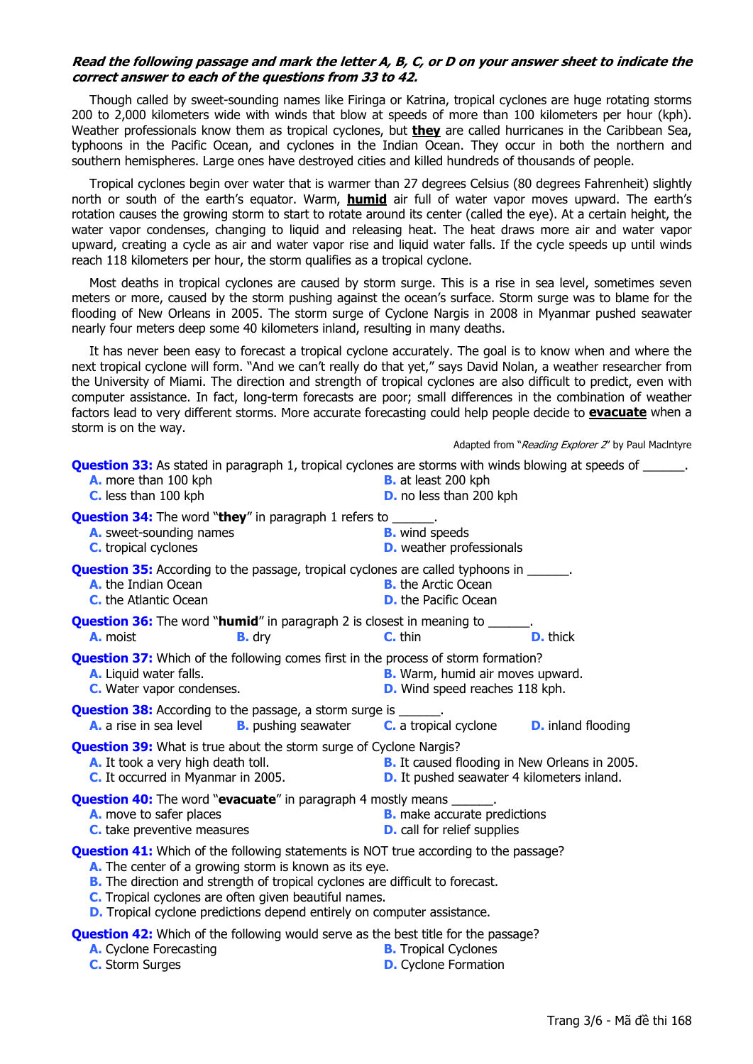***Read the following passage and mark the letter A, B, C, or D on your answer sheet to indicate the correct answer to each of the questions from 33 to 42.***

Though called by sweet-sounding names like Firinga or Katrina, tropical cyclones are huge rotating storms 200 to 2,000 kilometers wide with winds that blow at speeds of more than 100 kilometers per hour (kph). Weather professionals know them as tropical cyclones, but **<u>they</u>** are called hurricanes in the Caribbean Sea, typhoons in the Pacific Ocean, and cyclones in the Indian Ocean. They occur in both the northern and southern hemispheres. Large ones have destroyed cities and killed hundreds of thousands of people.

Tropical cyclones begin over water that is warmer than 27 degrees Celsius (80 degrees Fahrenheit) slightly north or south of the earth's equator. Warm, **<u>humid</u>** air full of water vapor moves upward. The earth's rotation causes the growing storm to start to rotate around its center (called the eye). At a certain height, the water vapor condenses, changing to liquid and releasing heat. The heat draws more air and water vapor upward, creating a cycle as air and water vapor rise and liquid water falls. If the cycle speeds up until winds reach 118 kilometers per hour, the storm qualifies as a tropical cyclone.

Most deaths in tropical cyclones are caused by storm surge. This is a rise in sea level, sometimes seven meters or more, caused by the storm pushing against the ocean's surface. Storm surge was to blame for the flooding of New Orleans in 2005. The storm surge of Cyclone Nargis in 2008 in Myanmar pushed seawater nearly four meters deep some 40 kilometers inland, resulting in many deaths.

It has never been easy to forecast a tropical cyclone accurately. The goal is to know when and where the next tropical cyclone will form. "And we can't really do that yet," says David Nolan, a weather researcher from the University of Miami. The direction and strength of tropical cyclones are also difficult to predict, even with computer assistance. In fact, long-term forecasts are poor; small differences in the combination of weather factors lead to very different storms. More accurate forecasting could help people decide to **<u>evacuate</u>** when a storm is on the way.

Adapted from "*Reading Explorer 2*" by Paul MacIntyre

**Question 33:** As stated in paragraph 1, tropical cyclones are storms with winds blowing at speeds of ______.

**A.** more than 100 kph
**B.** at least 200 kph
**C.** less than 100 kph
**D.** no less than 200 kph

**Question 34:** The word "**they**" in paragraph 1 refers to ______.

**A.** sweet-sounding names
**B.** wind speeds
**C.** tropical cyclones
**D.** weather professionals

**Question 35:** According to the passage, tropical cyclones are called typhoons in ______.

**A.** the Indian Ocean
**B.** the Arctic Ocean
**C.** the Atlantic Ocean
**D.** the Pacific Ocean

**Question 36:** The word "**humid**" in paragraph 2 is closest in meaning to ______.

**A.** moist
**B.** dry
**C.** thin
**D.** thick

**Question 37:** Which of the following comes first in the process of storm formation?

**A.** Liquid water falls.
**B.** Warm, humid air moves upward.
**C.** Water vapor condenses.
**D.** Wind speed reaches 118 kph.

**Question 38:** According to the passage, a storm surge is ______.

**A.** a rise in sea level
**B.** pushing seawater
**C.** a tropical cyclone
**D.** inland flooding

**Question 39:** What is true about the storm surge of Cyclone Nargis?

**A.** It took a very high death toll.
**B.** It caused flooding in New Orleans in 2005.
**C.** It occurred in Myanmar in 2005.
**D.** It pushed seawater 4 kilometers inland.

**Question 40:** The word "**evacuate**" in paragraph 4 mostly means ______.

**A.** move to safer places
**B.** make accurate predictions
**C.** take preventive measures
**D.** call for relief supplies

**Question 41:** Which of the following statements is NOT true according to the passage?

**A.** The center of a growing storm is known as its eye.
**B.** The direction and strength of tropical cyclones are difficult to forecast.
**C.** Tropical cyclones are often given beautiful names.
**D.** Tropical cyclone predictions depend entirely on computer assistance.

**Question 42:** Which of the following would serve as the best title for the passage?

**A.** Cyclone Forecasting
**B.** Tropical Cyclones
**C.** Storm Surges
**D.** Cyclone Formation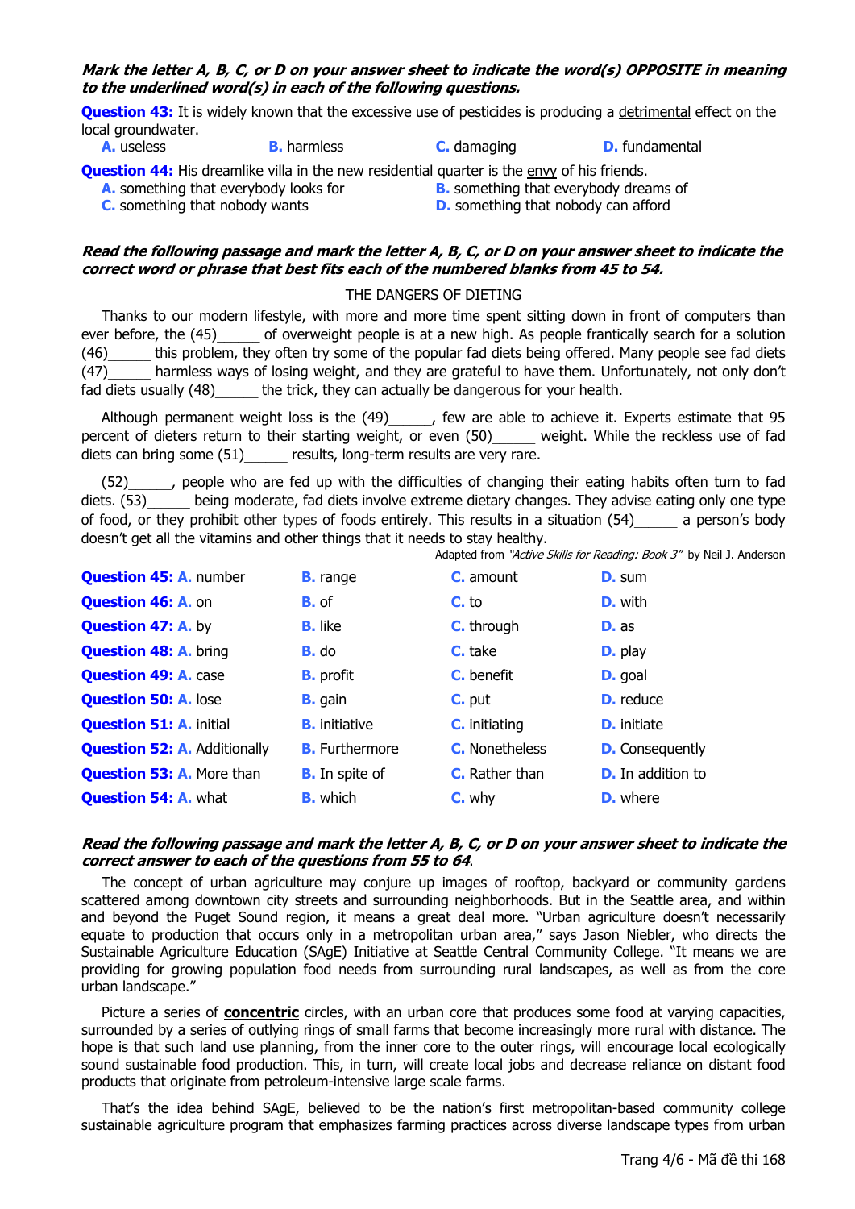***Mark the letter A, B, C, or D on your answer sheet to indicate the word(s) OPPOSITE in meaning to the underlined word(s) in each of the following questions.***

**Question 43:** It is widely known that the excessive use of pesticides is producing a <u>detrimental</u> effect on the local groundwater.

**A.** useless **B.** harmless **C.** damaging **D.** fundamental

**Question 44:** His dreamlike villa in the new residential quarter is the <u>envy</u> of his friends.

**A.** something that everybody looks for
**B.** something that everybody dreams of
**C.** something that nobody wants
**D.** something that nobody can afford

***Read the following passage and mark the letter A, B, C, or D on your answer sheet to indicate the correct word or phrase that best fits each of the numbered blanks from 45 to 54.***

THE DANGERS OF DIETING

Thanks to our modern lifestyle, with more and more time spent sitting down in front of computers than ever before, the (45)______ of overweight people is at a new high. As people frantically search for a solution (46)______ this problem, they often try some of the popular fad diets being offered. Many people see fad diets (47)______ harmless ways of losing weight, and they are grateful to have them. Unfortunately, not only don't fad diets usually (48)______ the trick, they can actually be dangerous for your health.

Although permanent weight loss is the (49)______, few are able to achieve it. Experts estimate that 95 percent of dieters return to their starting weight, or even (50)______ weight. While the reckless use of fad diets can bring some (51)______ results, long-term results are very rare.

(52)______, people who are fed up with the difficulties of changing their eating habits often turn to fad diets. (53)______ being moderate, fad diets involve extreme dietary changes. They advise eating only one type of food, or they prohibit other types of foods entirely. This results in a situation (54)______ a person's body doesn't get all the vitamins and other things that it needs to stay healthy.

Adapted from *"Active Skills for Reading: Book 3"* by Neil J. Anderson

| Question | A | B | C | D |
|---|---|---|---|---|
| **Question 45:** | **A.** number | **B.** range | **C.** amount | **D.** sum |
| **Question 46:** | **A.** on | **B.** of | **C.** to | **D.** with |
| **Question 47:** | **A.** by | **B.** like | **C.** through | **D.** as |
| **Question 48:** | **A.** bring | **B.** do | **C.** take | **D.** play |
| **Question 49:** | **A.** case | **B.** profit | **C.** benefit | **D.** goal |
| **Question 50:** | **A.** lose | **B.** gain | **C.** put | **D.** reduce |
| **Question 51:** | **A.** initial | **B.** initiative | **C.** initiating | **D.** initiate |
| **Question 52:** | **A.** Additionally | **B.** Furthermore | **C.** Nonetheless | **D.** Consequently |
| **Question 53:** | **A.** More than | **B.** In spite of | **C.** Rather than | **D.** In addition to |
| **Question 54:** | **A.** what | **B.** which | **C.** why | **D.** where |

***Read the following passage and mark the letter A, B, C, or D on your answer sheet to indicate the correct answer to each of the questions from 55 to 64.***

The concept of urban agriculture may conjure up images of rooftop, backyard or community gardens scattered among downtown city streets and surrounding neighborhoods. But in the Seattle area, and within and beyond the Puget Sound region, it means a great deal more. "Urban agriculture doesn't necessarily equate to production that occurs only in a metropolitan urban area," says Jason Niebler, who directs the Sustainable Agriculture Education (SAgE) Initiative at Seattle Central Community College. "It means we are providing for growing population food needs from surrounding rural landscapes, as well as from the core urban landscape."

Picture a series of <u>**concentric**</u> circles, with an urban core that produces some food at varying capacities, surrounded by a series of outlying rings of small farms that become increasingly more rural with distance. The hope is that such land use planning, from the inner core to the outer rings, will encourage local ecologically sound sustainable food production. This, in turn, will create local jobs and decrease reliance on distant food products that originate from petroleum-intensive large scale farms.

That's the idea behind SAgE, believed to be the nation's first metropolitan-based community college sustainable agriculture program that emphasizes farming practices across diverse landscape types from urban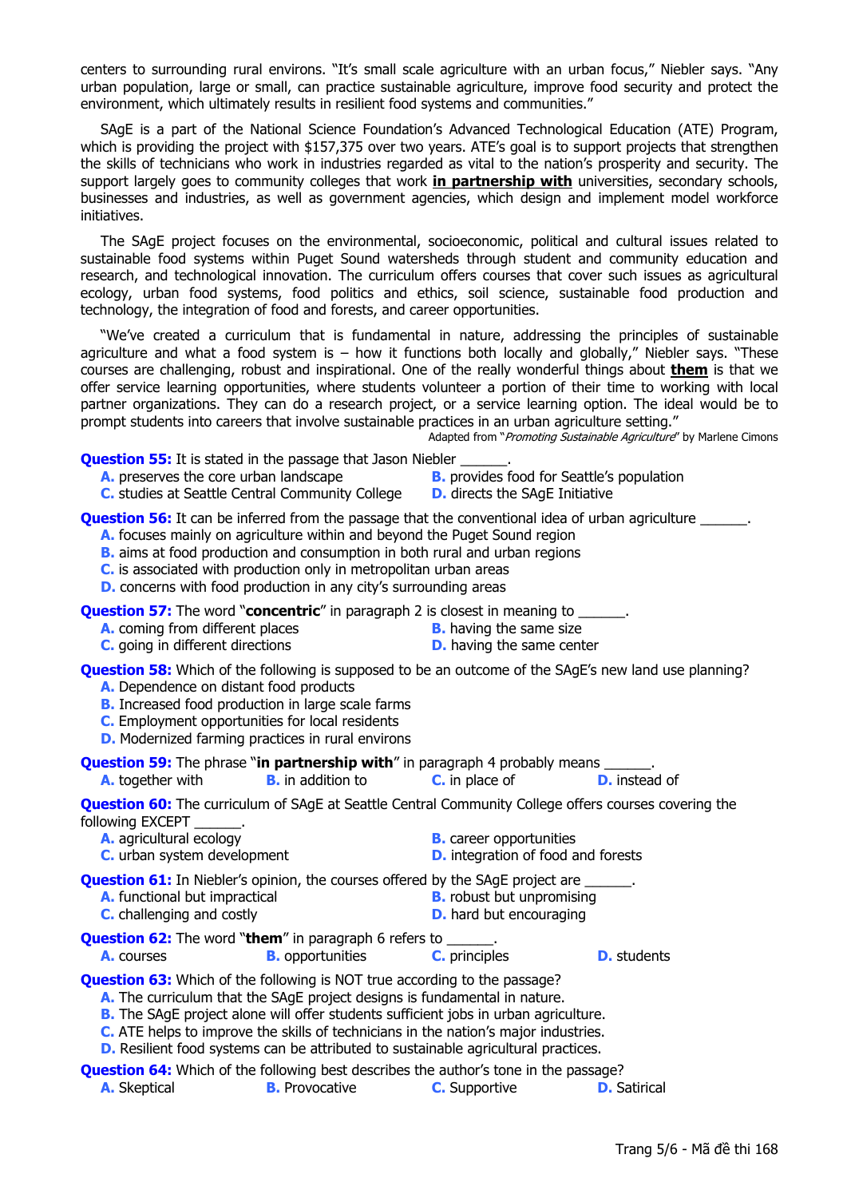centers to surrounding rural environs. "It's small scale agriculture with an urban focus," Niebler says. "Any urban population, large or small, can practice sustainable agriculture, improve food security and protect the environment, which ultimately results in resilient food systems and communities."

SAgE is a part of the National Science Foundation's Advanced Technological Education (ATE) Program, which is providing the project with $157,375 over two years. ATE's goal is to support projects that strengthen the skills of technicians who work in industries regarded as vital to the nation's prosperity and security. The support largely goes to community colleges that work **in partnership with** universities, secondary schools, businesses and industries, as well as government agencies, which design and implement model workforce initiatives.

The SAgE project focuses on the environmental, socioeconomic, political and cultural issues related to sustainable food systems within Puget Sound watersheds through student and community education and research, and technological innovation. The curriculum offers courses that cover such issues as agricultural ecology, urban food systems, food politics and ethics, soil science, sustainable food production and technology, the integration of food and forests, and career opportunities.

"We've created a curriculum that is fundamental in nature, addressing the principles of sustainable agriculture and what a food system is – how it functions both locally and globally," Niebler says. "These courses are challenging, robust and inspirational. One of the really wonderful things about **them** is that we offer service learning opportunities, where students volunteer a portion of their time to working with local partner organizations. They can do a research project, or a service learning option. The ideal would be to prompt students into careers that involve sustainable practices in an urban agriculture setting."

Adapted from "*Promoting Sustainable Agriculture*" by Marlene Cimons

**Question 55:** It is stated in the passage that Jason Niebler ______.
A. preserves the core urban landscape
B. provides food for Seattle's population
C. studies at Seattle Central Community College
D. directs the SAgE Initiative

**Question 56:** It can be inferred from the passage that the conventional idea of urban agriculture ______.
A. focuses mainly on agriculture within and beyond the Puget Sound region
B. aims at food production and consumption in both rural and urban regions
C. is associated with production only in metropolitan urban areas
D. concerns with food production in any city's surrounding areas

**Question 57:** The word "**concentric**" in paragraph 2 is closest in meaning to ______.
A. coming from different places
B. having the same size
C. going in different directions
D. having the same center

**Question 58:** Which of the following is supposed to be an outcome of the SAgE's new land use planning?
A. Dependence on distant food products
B. Increased food production in large scale farms
C. Employment opportunities for local residents
D. Modernized farming practices in rural environs

**Question 59:** The phrase "**in partnership with**" in paragraph 4 probably means ______.
A. together with
B. in addition to
C. in place of
D. instead of

**Question 60:** The curriculum of SAgE at Seattle Central Community College offers courses covering the following EXCEPT ______.
A. agricultural ecology
B. career opportunities
C. urban system development
D. integration of food and forests

**Question 61:** In Niebler's opinion, the courses offered by the SAgE project are ______.
A. functional but impractical
B. robust but unpromising
C. challenging and costly
D. hard but encouraging

**Question 62:** The word "**them**" in paragraph 6 refers to ______.
A. courses
B. opportunities
C. principles
D. students

**Question 63:** Which of the following is NOT true according to the passage?
A. The curriculum that the SAgE project designs is fundamental in nature.
B. The SAgE project alone will offer students sufficient jobs in urban agriculture.
C. ATE helps to improve the skills of technicians in the nation's major industries.
D. Resilient food systems can be attributed to sustainable agricultural practices.

**Question 64:** Which of the following best describes the author's tone in the passage?
A. Skeptical
B. Provocative
C. Supportive
D. Satirical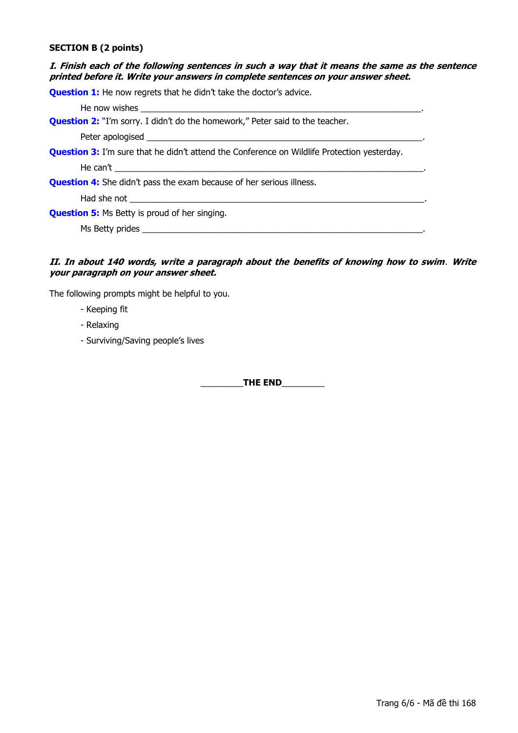**SECTION B (2 points)**

***I. Finish each of the following sentences in such a way that it means the same as the sentence printed before it. Write your answers in complete sentences on your answer sheet.***

**Question 1:** He now regrets that he didn't take the doctor's advice.

He now wishes ____________________________________________________________.

**Question 2:** "I'm sorry. I didn't do the homework," Peter said to the teacher.

Peter apologised __________________________________________________________.

**Question 3:** I'm sure that he didn't attend the Conference on Wildlife Protection yesterday.

He can't ________________________________________________________________.

**Question 4:** She didn't pass the exam because of her serious illness.

Had she not ______________________________________________________________.

**Question 5:** Ms Betty is proud of her singing.

Ms Betty prides ___________________________________________________________.

***II. In about 140 words, write a paragraph about the benefits of knowing how to swim. Write your paragraph on your answer sheet.***

The following prompts might be helpful to you.

- Keeping fit
- Relaxing
- Surviving/Saving people's lives

________**THE END**________